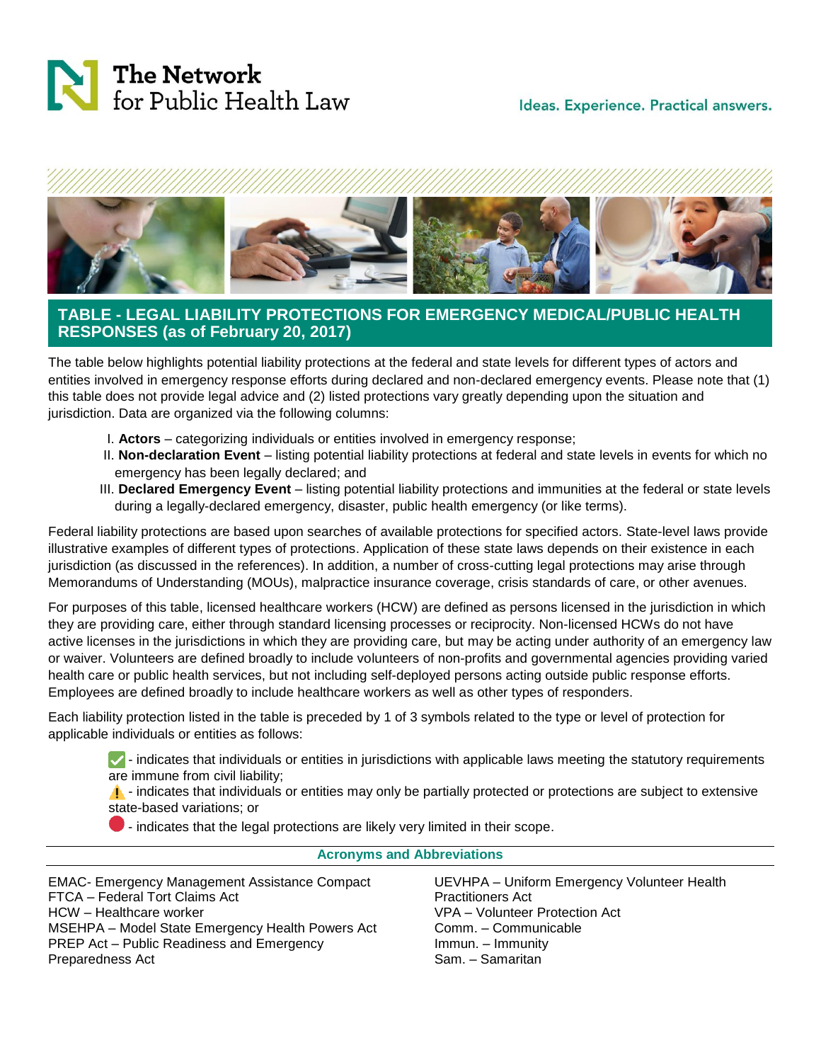The Network for Public Health Law

Ideas. Experience. Practical answers.

## TABLE - LEGAL LIABILITY PROTECTIONS FOR EMERGENCY MEDICAL/PUBLIC HEALTH RESPONSES (as of February 20, 2017)

The table below highlights potential liability protections at the federal and state levels for different types of actors and entities involved in emergency response efforts during declared and non-declared emergency events. Please note that (1) this table does not provide legal advice and (2) listed protections vary greatly depending upon the situation and jurisdiction. Data are organized via the following columns:

I. **Actors** – categorizing individuals or entities involved in emergency response;
II. **Non-declaration Event** – listing potential liability protections at federal and state levels in events for which no emergency has been legally declared; and
III. **Declared Emergency Event** – listing potential liability protections and immunities at the federal or state levels during a legally-declared emergency, disaster, public health emergency (or like terms).

Federal liability protections are based upon searches of available protections for specified actors. State-level laws provide illustrative examples of different types of protections. Application of these state laws depends on their existence in each jurisdiction (as discussed in the references). In addition, a number of cross-cutting legal protections may arise through Memorandums of Understanding (MOUs), malpractice insurance coverage, crisis standards of care, or other avenues.

For purposes of this table, licensed healthcare workers (HCW) are defined as persons licensed in the jurisdiction in which they are providing care, either through standard licensing processes or reciprocity. Non-licensed HCWs do not have active licenses in the jurisdictions in which they are providing care, but may be acting under authority of an emergency law or waiver. Volunteers are defined broadly to include volunteers of non-profits and governmental agencies providing varied health care or public health services, but not including self-deployed persons acting outside public response efforts. Employees are defined broadly to include healthcare workers as well as other types of responders.

Each liability protection listed in the table is preceded by 1 of 3 symbols related to the type or level of protection for applicable individuals or entities as follows:

- ✅ - indicates that individuals or entities in jurisdictions with applicable laws meeting the statutory requirements are immune from civil liability;
- ⚠️ - indicates that individuals or entities may only be partially protected or protections are subject to extensive state-based variations; or
- 🔴 - indicates that the legal protections are likely very limited in their scope.

### Acronyms and Abbreviations

EMAC- Emergency Management Assistance Compact
FTCA – Federal Tort Claims Act
HCW – Healthcare worker
MSEHPA – Model State Emergency Health Powers Act
PREP Act – Public Readiness and Emergency Preparedness Act
UEVHPA – Uniform Emergency Volunteer Health Practitioners Act
VPA – Volunteer Protection Act
Comm. – Communicable
Immun. – Immunity
Sam. – Samaritan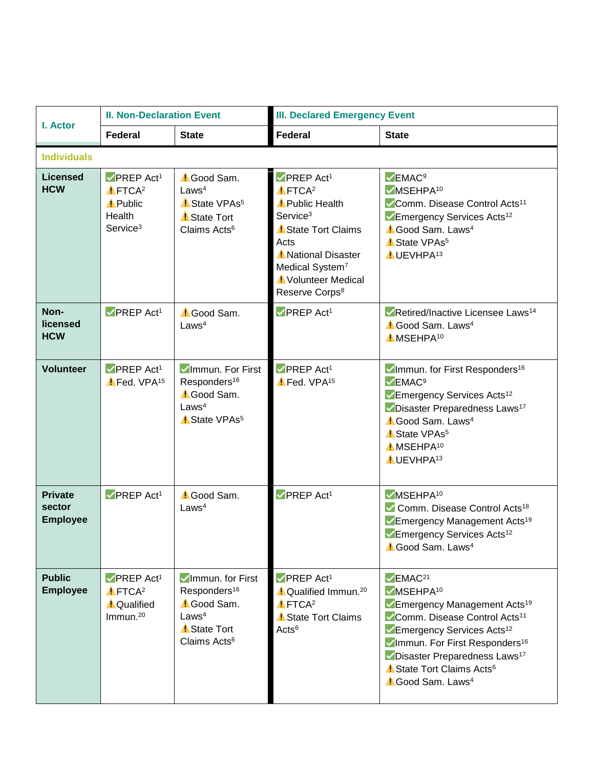| I. Actor | II. Non-Declaration Event | | III. Declared Emergency Event | |
|---|---|---|---|---|
| | Federal | State | Federal | State |
| **Individuals** | | | | |
| **Licensed HCW** | ✅PREP Act[1]<br>⚠️FTCA[2]<br>⚠️Public Health Service[3] | ⚠️Good Sam. Laws[4]<br>⚠️State VPAs[5]<br>⚠️State Tort Claims Acts[6] | ✅PREP Act[1]<br>⚠️FTCA[2]<br>⚠️Public Health Service[3]<br>⚠️State Tort Claims Acts<br>⚠️National Disaster Medical System[7]<br>⚠️Volunteer Medical Reserve Corps[8] | ✅EMAC[9]<br>✅MSEHPA[10]<br>✅Comm. Disease Control Acts[11]<br>✅Emergency Services Acts[12]<br>⚠️Good Sam. Laws[4]<br>⚠️State VPAs[5]<br>⚠️UEVHPA[13] |
| **Non-licensed HCW** | ✅PREP Act[1] | ⚠️Good Sam. Laws[4] | ✅PREP Act[1] | ✅Retired/Inactive Licensee Laws[14]<br>⚠️Good Sam. Laws[4]<br>⚠️MSEHPA[10] |
| **Volunteer** | ✅PREP Act[1]<br>⚠️Fed. VPA[15] | ✅Immun. For First Responders[16]<br>⚠️Good Sam. Laws[4]<br>⚠️State VPAs[5] | ✅PREP Act[1]<br>⚠️Fed. VPA[15] | ✅Immun. for First Responders[16]<br>✅EMAC[9]<br>✅Emergency Services Acts[12]<br>✅Disaster Preparedness Laws[17]<br>⚠️Good Sam. Laws[4]<br>⚠️State VPAs[5]<br>⚠️MSEHPA[10]<br>⚠️UEVHPA[13] |
| **Private sector Employee** | ✅PREP Act[1] | ⚠️Good Sam. Laws[4] | ✅PREP Act[1] | ✅MSEHPA[10]<br>✅ Comm. Disease Control Acts[18]<br>✅Emergency Management Acts[19]<br>✅Emergency Services Acts[12]<br>⚠️Good Sam. Laws[4] |
| **Public Employee** | ✅PREP Act[1]<br>⚠️FTCA[2]<br>⚠️Qualified Immun.[20] | ✅Immun. for First Responders[16]<br>⚠️Good Sam. Laws[4]<br>⚠️State Tort Claims Acts[6] | ✅PREP Act[1]<br>⚠️Qualified Immun.[20]<br>⚠️FTCA[2]<br>⚠️State Tort Claims Acts[6] | ✅EMAC[21]<br>✅MSEHPA[10]<br>✅Emergency Management Acts[19]<br>✅Comm. Disease Control Acts[11]<br>✅Emergency Services Acts[12]<br>✅Immun. For First Responders[16]<br>✅Disaster Preparedness Laws[17]<br>⚠️State Tort Claims Acts[6]<br>⚠️Good Sam. Laws[4] |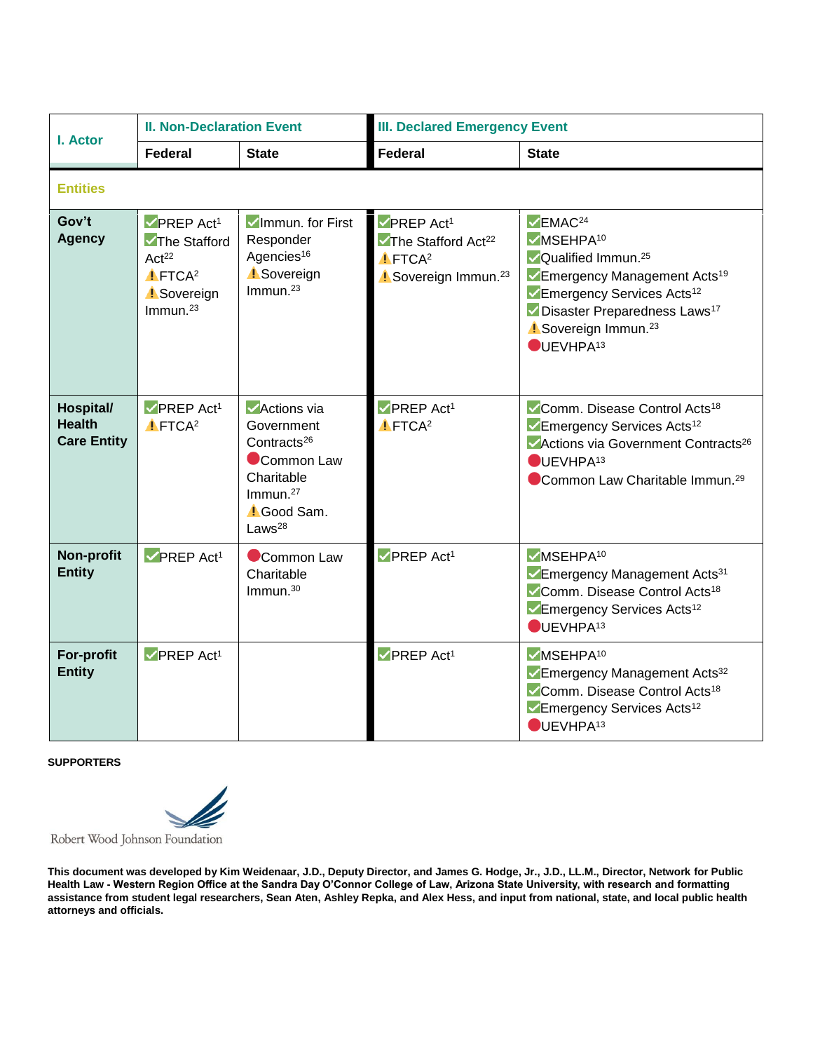| I. Actor | II. Non-Declaration Event | | III. Declared Emergency Event | |
|---|---|---|---|---|
| | **Federal** | **State** | **Federal** | **State** |
| **Entities** | | | | |
| **Gov't Agency** | ✅PREP Act[1]<br>✅The Stafford Act[22]<br>⚠️FTCA[2]<br>⚠️Sovereign Immun.[23] | ✅Immun. for First Responder Agencies[16]<br>⚠️Sovereign Immun.[23] | ✅PREP Act[1]<br>✅The Stafford Act[22]<br>⚠️FTCA[2]<br>⚠️Sovereign Immun.[23] | ✅EMAC[24]<br>✅MSEHPA[10]<br>✅Qualified Immun.[25]<br>✅Emergency Management Acts[19]<br>✅Emergency Services Acts[12]<br>✅Disaster Preparedness Laws[17]<br>⚠️Sovereign Immun.[23]<br>🔴UEVHPA[13] |
| **Hospital/ Health Care Entity** | ✅PREP Act[1]<br>⚠️FTCA[2] | ✅Actions via Government Contracts[26]<br>🔴Common Law Charitable Immun.[27]<br>⚠️Good Sam. Laws[28] | ✅PREP Act[1]<br>⚠️FTCA[2] | ✅Comm. Disease Control Acts[18]<br>✅Emergency Services Acts[12]<br>✅Actions via Government Contracts[26]<br>🔴UEVHPA[13]<br>🔴Common Law Charitable Immun.[29] |
| **Non-profit Entity** | ✅PREP Act[1] | 🔴Common Law Charitable Immun.[30] | ✅PREP Act[1] | ✅MSEHPA[10]<br>✅Emergency Management Acts[31]<br>✅Comm. Disease Control Acts[18]<br>✅Emergency Services Acts[12]<br>🔴UEVHPA[13] |
| **For-profit Entity** | ✅PREP Act[1] | | ✅PREP Act[1] | ✅MSEHPA[10]<br>✅Emergency Management Acts[32]<br>✅Comm. Disease Control Acts[18]<br>✅Emergency Services Acts[12]<br>🔴UEVHPA[13] |

**SUPPORTERS**

Robert Wood Johnson Foundation

**This document was developed by Kim Weidenaar, J.D., Deputy Director, and James G. Hodge, Jr., J.D., LL.M., Director, Network for Public Health Law - Western Region Office at the Sandra Day O'Connor College of Law, Arizona State University, with research and formatting assistance from student legal researchers, Sean Aten, Ashley Repka, and Alex Hess, and input from national, state, and local public health attorneys and officials.**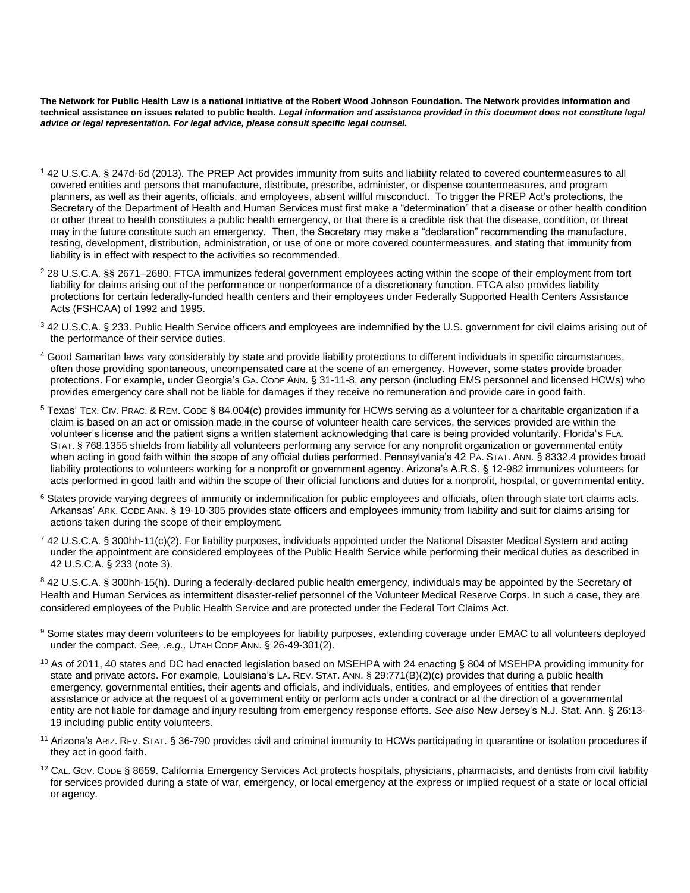**The Network for Public Health Law is a national initiative of the Robert Wood Johnson Foundation. The Network provides information and technical assistance on issues related to public health.** ***Legal information and assistance provided in this document does not constitute legal advice or legal representation. For legal advice, please consult specific legal counsel.***

[1] 42 U.S.C.A. § 247d-6d (2013). The PREP Act provides immunity from suits and liability related to covered countermeasures to all covered entities and persons that manufacture, distribute, prescribe, administer, or dispense countermeasures, and program planners, as well as their agents, officials, and employees, absent willful misconduct. To trigger the PREP Act's protections, the Secretary of the Department of Health and Human Services must first make a "determination" that a disease or other health condition or other threat to health constitutes a public health emergency, or that there is a credible risk that the disease, condition, or threat may in the future constitute such an emergency. Then, the Secretary may make a "declaration" recommending the manufacture, testing, development, distribution, administration, or use of one or more covered countermeasures, and stating that immunity from liability is in effect with respect to the activities so recommended.

[2] 28 U.S.C.A. §§ 2671–2680. FTCA immunizes federal government employees acting within the scope of their employment from tort liability for claims arising out of the performance or nonperformance of a discretionary function. FTCA also provides liability protections for certain federally-funded health centers and their employees under Federally Supported Health Centers Assistance Acts (FSHCAA) of 1992 and 1995.

[3] 42 U.S.C.A. § 233. Public Health Service officers and employees are indemnified by the U.S. government for civil claims arising out of the performance of their service duties.

[4] Good Samaritan laws vary considerably by state and provide liability protections to different individuals in specific circumstances, often those providing spontaneous, uncompensated care at the scene of an emergency. However, some states provide broader protections. For example, under Georgia's GA. CODE ANN. § 31-11-8, any person (including EMS personnel and licensed HCWs) who provides emergency care shall not be liable for damages if they receive no remuneration and provide care in good faith.

[5] Texas' TEX. CIV. PRAC. & REM. CODE § 84.004(c) provides immunity for HCWs serving as a volunteer for a charitable organization if a claim is based on an act or omission made in the course of volunteer health care services, the services provided are within the volunteer's license and the patient signs a written statement acknowledging that care is being provided voluntarily. Florida's FLA. STAT. § 768.1355 shields from liability all volunteers performing any service for any nonprofit organization or governmental entity when acting in good faith within the scope of any official duties performed. Pennsylvania's 42 PA. STAT. ANN. § 8332.4 provides broad liability protections to volunteers working for a nonprofit or government agency. Arizona's A.R.S. § 12-982 immunizes volunteers for acts performed in good faith and within the scope of their official functions and duties for a nonprofit, hospital, or governmental entity.

[6] States provide varying degrees of immunity or indemnification for public employees and officials, often through state tort claims acts. Arkansas' ARK. CODE ANN. § 19-10-305 provides state officers and employees immunity from liability and suit for claims arising for actions taken during the scope of their employment.

[7] 42 U.S.C.A. § 300hh-11(c)(2). For liability purposes, individuals appointed under the National Disaster Medical System and acting under the appointment are considered employees of the Public Health Service while performing their medical duties as described in 42 U.S.C.A. § 233 (note 3).

[8] 42 U.S.C.A. § 300hh-15(h). During a federally-declared public health emergency, individuals may be appointed by the Secretary of Health and Human Services as intermittent disaster-relief personnel of the Volunteer Medical Reserve Corps. In such a case, they are considered employees of the Public Health Service and are protected under the Federal Tort Claims Act.

[9] Some states may deem volunteers to be employees for liability purposes, extending coverage under EMAC to all volunteers deployed under the compact. *See, .e.g.,* UTAH CODE ANN. § 26-49-301(2).

[10] As of 2011, 40 states and DC had enacted legislation based on MSEHPA with 24 enacting § 804 of MSEHPA providing immunity for state and private actors. For example, Louisiana's LA. REV. STAT. ANN. § 29:771(B)(2)(c) provides that during a public health emergency, governmental entities, their agents and officials, and individuals, entities, and employees of entities that render assistance or advice at the request of a government entity or perform acts under a contract or at the direction of a governmental entity are not liable for damage and injury resulting from emergency response efforts. *See also* New Jersey's N.J. Stat. Ann. § 26:13-19 including public entity volunteers.

[11] Arizona's ARIZ. REV. STAT. § 36-790 provides civil and criminal immunity to HCWs participating in quarantine or isolation procedures if they act in good faith.

[12] CAL. GOV. CODE § 8659. California Emergency Services Act protects hospitals, physicians, pharmacists, and dentists from civil liability for services provided during a state of war, emergency, or local emergency at the express or implied request of a state or local official or agency.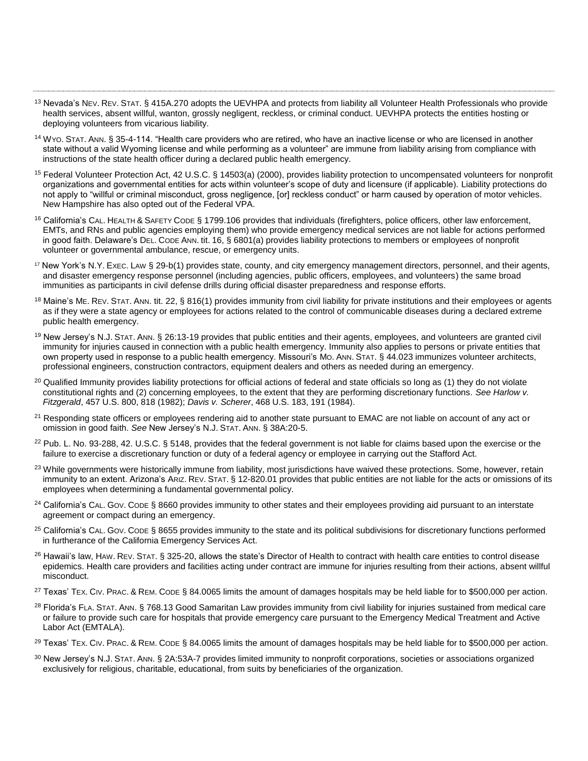[13] Nevada's NEV. REV. STAT. § 415A.270 adopts the UEVHPA and protects from liability all Volunteer Health Professionals who provide health services, absent willful, wanton, grossly negligent, reckless, or criminal conduct. UEVHPA protects the entities hosting or deploying volunteers from vicarious liability.

[14] WYO. STAT. ANN. § 35-4-114. "Health care providers who are retired, who have an inactive license or who are licensed in another state without a valid Wyoming license and while performing as a volunteer" are immune from liability arising from compliance with instructions of the state health officer during a declared public health emergency.

[15] Federal Volunteer Protection Act, 42 U.S.C. § 14503(a) (2000), provides liability protection to uncompensated volunteers for nonprofit organizations and governmental entities for acts within volunteer's scope of duty and licensure (if applicable). Liability protections do not apply to "willful or criminal misconduct, gross negligence, [or] reckless conduct" or harm caused by operation of motor vehicles. New Hampshire has also opted out of the Federal VPA.

[16] California's CAL. HEALTH & SAFETY CODE § 1799.106 provides that individuals (firefighters, police officers, other law enforcement, EMTs, and RNs and public agencies employing them) who provide emergency medical services are not liable for actions performed in good faith. Delaware's DEL. CODE ANN. tit. 16, § 6801(a) provides liability protections to members or employees of nonprofit volunteer or governmental ambulance, rescue, or emergency units.

[17] New York's N.Y. EXEC. LAW § 29-b(1) provides state, county, and city emergency management directors, personnel, and their agents, and disaster emergency response personnel (including agencies, public officers, employees, and volunteers) the same broad immunities as participants in civil defense drills during official disaster preparedness and response efforts.

[18] Maine's ME. REV. STAT. ANN. tit. 22, § 816(1) provides immunity from civil liability for private institutions and their employees or agents as if they were a state agency or employees for actions related to the control of communicable diseases during a declared extreme public health emergency.

[19] New Jersey's N.J. STAT. ANN. § 26:13-19 provides that public entities and their agents, employees, and volunteers are granted civil immunity for injuries caused in connection with a public health emergency. Immunity also applies to persons or private entities that own property used in response to a public health emergency. Missouri's MO. ANN. STAT. § 44.023 immunizes volunteer architects, professional engineers, construction contractors, equipment dealers and others as needed during an emergency.

[20] Qualified Immunity provides liability protections for official actions of federal and state officials so long as (1) they do not violate constitutional rights and (2) concerning employees, to the extent that they are performing discretionary functions. *See Harlow v. Fitzgerald*, 457 U.S. 800, 818 (1982); *Davis v. Scherer*, 468 U.S. 183, 191 (1984).

[21] Responding state officers or employees rendering aid to another state pursuant to EMAC are not liable on account of any act or omission in good faith. *See* New Jersey's N.J. STAT. ANN. § 38A:20-5.

[22] Pub. L. No. 93-288, 42. U.S.C. § 5148, provides that the federal government is not liable for claims based upon the exercise or the failure to exercise a discretionary function or duty of a federal agency or employee in carrying out the Stafford Act.

[23] While governments were historically immune from liability, most jurisdictions have waived these protections. Some, however, retain immunity to an extent. Arizona's ARIZ. REV. STAT. § 12-820.01 provides that public entities are not liable for the acts or omissions of its employees when determining a fundamental governmental policy.

[24] California's CAL. GOV. CODE § 8660 provides immunity to other states and their employees providing aid pursuant to an interstate agreement or compact during an emergency.

[25] California's CAL. GOV. CODE § 8655 provides immunity to the state and its political subdivisions for discretionary functions performed in furtherance of the California Emergency Services Act.

[26] Hawaii's law, HAW. REV. STAT. § 325-20, allows the state's Director of Health to contract with health care entities to control disease epidemics. Health care providers and facilities acting under contract are immune for injuries resulting from their actions, absent willful misconduct.

[27] Texas' TEX. CIV. PRAC. & REM. CODE § 84.0065 limits the amount of damages hospitals may be held liable for to $500,000 per action.

[28] Florida's FLA. STAT. ANN. § 768.13 Good Samaritan Law provides immunity from civil liability for injuries sustained from medical care or failure to provide such care for hospitals that provide emergency care pursuant to the Emergency Medical Treatment and Active Labor Act (EMTALA).

[29] Texas' TEX. CIV. PRAC. & REM. CODE § 84.0065 limits the amount of damages hospitals may be held liable for to $500,000 per action.

[30] New Jersey's N.J. STAT. ANN. § 2A:53A-7 provides limited immunity to nonprofit corporations, societies or associations organized exclusively for religious, charitable, educational, from suits by beneficiaries of the organization.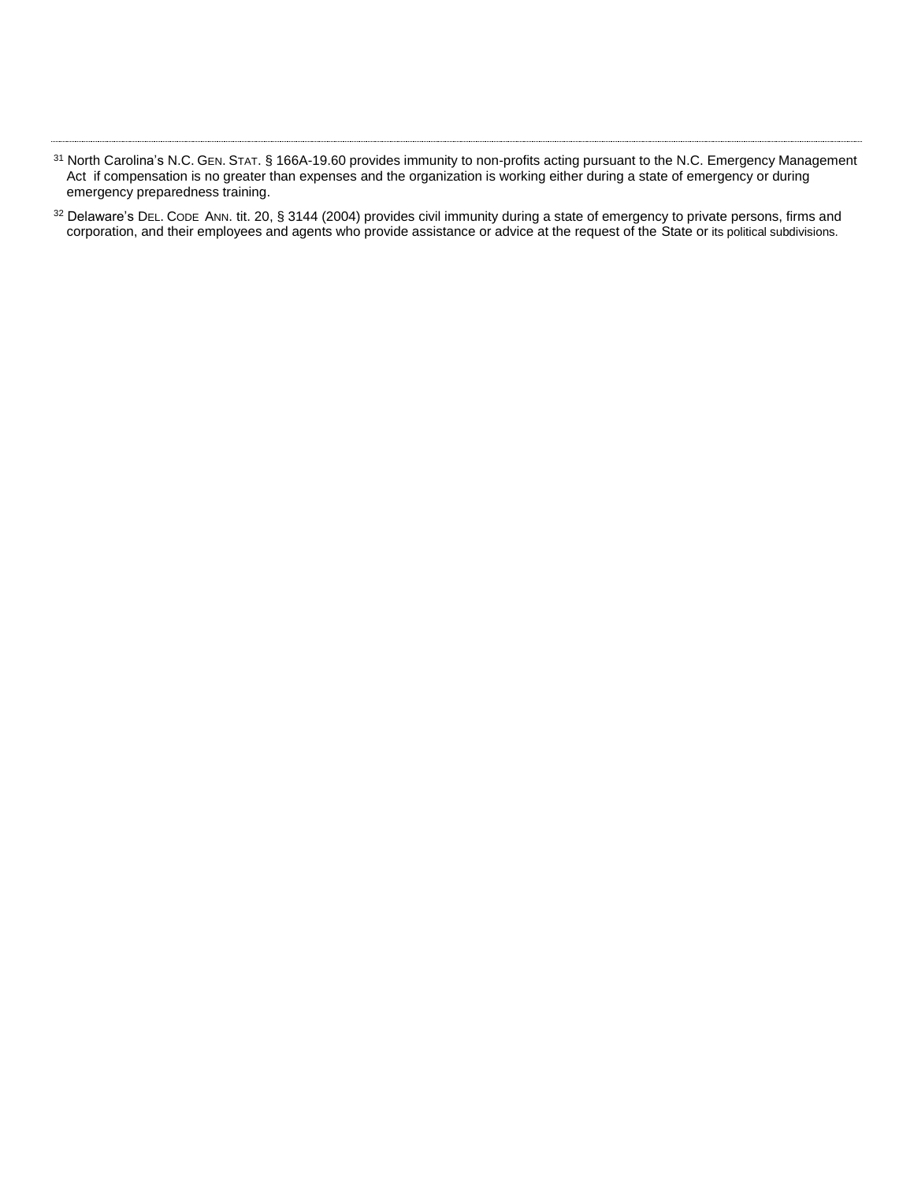[31] North Carolina's N.C. GEN. STAT. § 166A-19.60 provides immunity to non-profits acting pursuant to the N.C. Emergency Management Act if compensation is no greater than expenses and the organization is working either during a state of emergency or during emergency preparedness training.

[32] Delaware's DEL. CODE ANN. tit. 20, § 3144 (2004) provides civil immunity during a state of emergency to private persons, firms and corporation, and their employees and agents who provide assistance or advice at the request of the State or its political subdivisions.